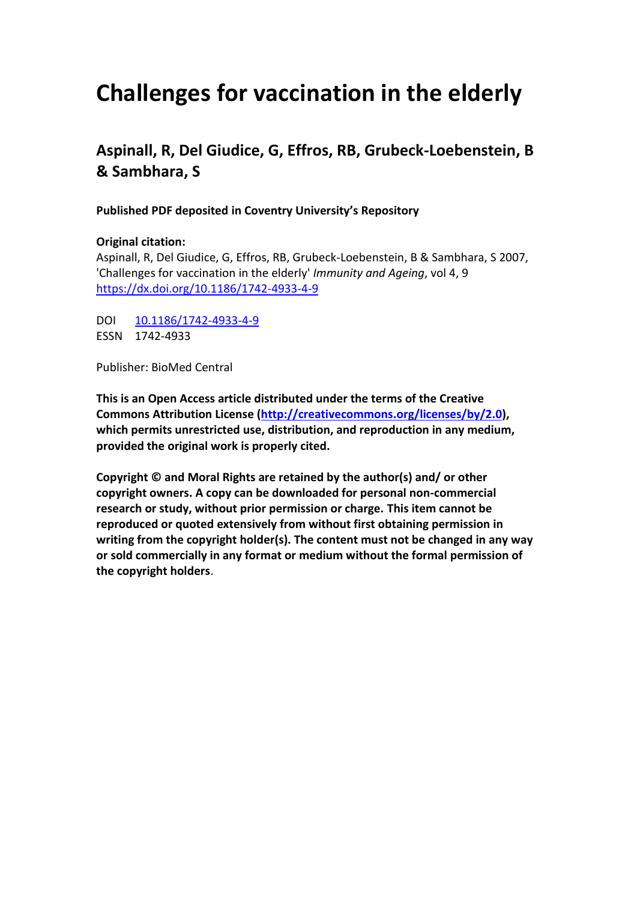# Challenges for vaccination in the elderly

## Aspinall, R, Del Giudice, G, Effros, RB, Grubeck-Loebenstein, B & Sambhara, S

**Published PDF deposited in Coventry University's Repository**

**Original citation:**
Aspinall, R, Del Giudice, G, Effros, RB, Grubeck-Loebenstein, B & Sambhara, S 2007, 'Challenges for vaccination in the elderly' *Immunity and Ageing*, vol 4, 9
https://dx.doi.org/10.1186/1742-4933-4-9

DOI 10.1186/1742-4933-4-9
ESSN 1742-4933

Publisher: BioMed Central

**This is an Open Access article distributed under the terms of the Creative Commons Attribution License (http://creativecommons.org/licenses/by/2.0), which permits unrestricted use, distribution, and reproduction in any medium, provided the original work is properly cited.**

**Copyright © and Moral Rights are retained by the author(s) and/ or other copyright owners. A copy can be downloaded for personal non-commercial research or study, without prior permission or charge. This item cannot be reproduced or quoted extensively from without first obtaining permission in writing from the copyright holder(s). The content must not be changed in any way or sold commercially in any format or medium without the formal permission of the copyright holders**.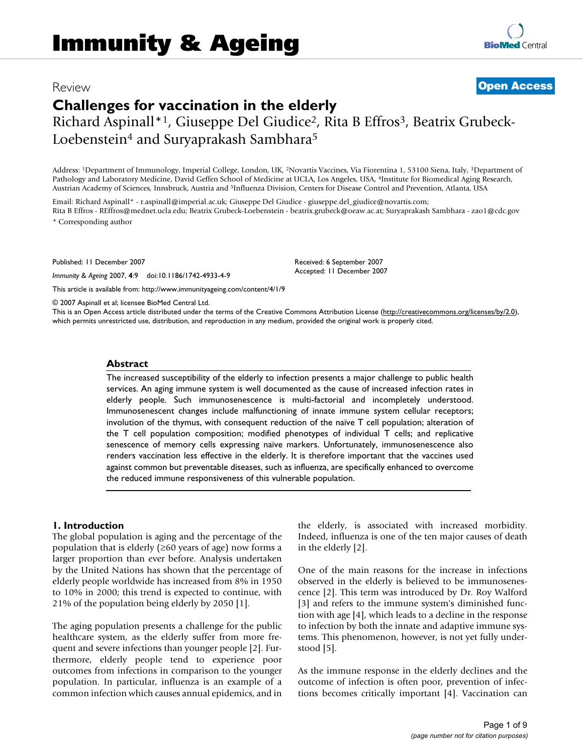# Immunity & Ageing

Review

**Open Access**

# Challenges for vaccination in the elderly

Richard Aspinall*[1], Giuseppe Del Giudice[2], Rita B Effros[3], Beatrix Grubeck-Loebenstein[4] and Suryaprakash Sambhara[5]

Address: [1]Department of Immunology, Imperial College, London, UK, [2]Novartis Vaccines, Via Fiorentina 1, 53100 Siena, Italy, [3]Department of Pathology and Laboratory Medicine, David Geffen School of Medicine at UCLA, Los Angeles, USA, [4]Institute for Biomedical Aging Research, Austrian Academy of Sciences, Innsbruck, Austria and [5]Influenza Division, Centers for Disease Control and Prevention, Atlanta, USA

Email: Richard Aspinall* - r.aspinall@imperial.ac.uk; Giuseppe Del Giudice - giuseppe.del_giudice@novartis.com; Rita B Effros - REffros@mednet.ucla.edu; Beatrix Grubeck-Loebenstein - beatrix.grubeck@oeaw.ac.at; Suryaprakash Sambhara - zao1@cdc.gov

\* Corresponding author

Published: 11 December 2007

*Immunity & Ageing* 2007, **4**:9 doi:10.1186/1742-4933-4-9

Received: 6 September 2007
Accepted: 11 December 2007

This article is available from: http://www.immunityageing.com/content/4/1/9

© 2007 Aspinall et al; licensee BioMed Central Ltd.
This is an Open Access article distributed under the terms of the Creative Commons Attribution License (http://creativecommons.org/licenses/by/2.0), which permits unrestricted use, distribution, and reproduction in any medium, provided the original work is properly cited.

## Abstract

The increased susceptibility of the elderly to infection presents a major challenge to public health services. An aging immune system is well documented as the cause of increased infection rates in elderly people. Such immunosenescence is multi-factorial and incompletely understood. Immunosenescent changes include malfunctioning of innate immune system cellular receptors; involution of the thymus, with consequent reduction of the naïve T cell population; alteration of the T cell population composition; modified phenotypes of individual T cells; and replicative senescence of memory cells expressing naïve markers. Unfortunately, immunosenescence also renders vaccination less effective in the elderly. It is therefore important that the vaccines used against common but preventable diseases, such as influenza, are specifically enhanced to overcome the reduced immune responsiveness of this vulnerable population.

## 1. Introduction

The global population is aging and the percentage of the population that is elderly (≥60 years of age) now forms a larger proportion than ever before. Analysis undertaken by the United Nations has shown that the percentage of elderly people worldwide has increased from 8% in 1950 to 10% in 2000; this trend is expected to continue, with 21% of the population being elderly by 2050 [1].

The aging population presents a challenge for the public healthcare system, as the elderly suffer from more frequent and severe infections than younger people [2]. Furthermore, elderly people tend to experience poor outcomes from infections in comparison to the younger population. In particular, influenza is an example of a common infection which causes annual epidemics, and in the elderly, is associated with increased morbidity. Indeed, influenza is one of the ten major causes of death in the elderly [2].

One of the main reasons for the increase in infections observed in the elderly is believed to be immunosenescence [2]. This term was introduced by Dr. Roy Walford [3] and refers to the immune system's diminished function with age [4], which leads to a decline in the response to infection by both the innate and adaptive immune systems. This phenomenon, however, is not yet fully understood [5].

As the immune response in the elderly declines and the outcome of infection is often poor, prevention of infections becomes critically important [4]. Vaccination can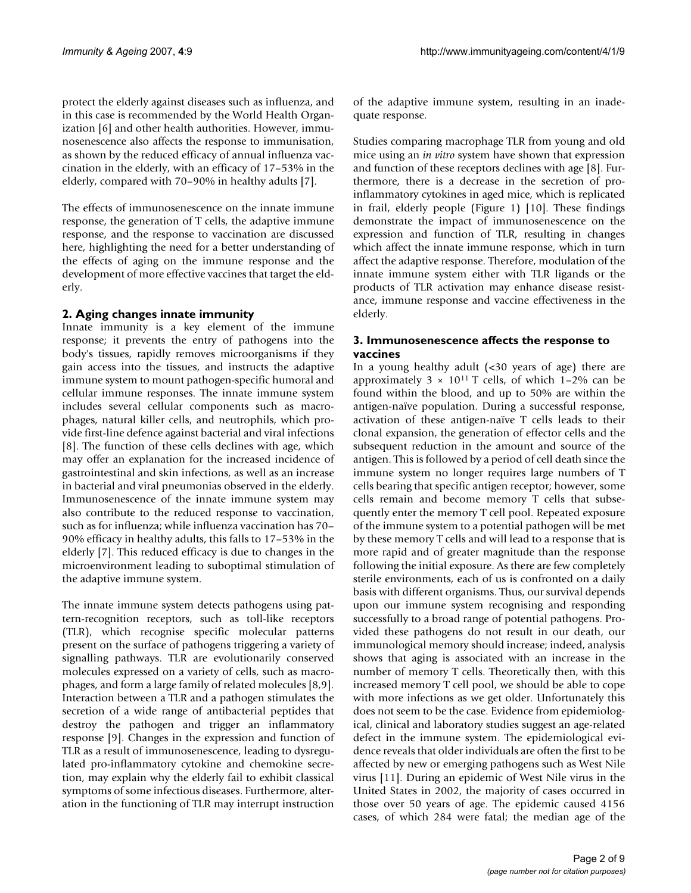protect the elderly against diseases such as influenza, and in this case is recommended by the World Health Organization [6] and other health authorities. However, immunosenescence also affects the response to immunisation, as shown by the reduced efficacy of annual influenza vaccination in the elderly, with an efficacy of 17–53% in the elderly, compared with 70–90% in healthy adults [7].

The effects of immunosenescence on the innate immune response, the generation of T cells, the adaptive immune response, and the response to vaccination are discussed here, highlighting the need for a better understanding of the effects of aging on the immune response and the development of more effective vaccines that target the elderly.

## 2. Aging changes innate immunity

Innate immunity is a key element of the immune response; it prevents the entry of pathogens into the body's tissues, rapidly removes microorganisms if they gain access into the tissues, and instructs the adaptive immune system to mount pathogen-specific humoral and cellular immune responses. The innate immune system includes several cellular components such as macrophages, natural killer cells, and neutrophils, which provide first-line defence against bacterial and viral infections [8]. The function of these cells declines with age, which may offer an explanation for the increased incidence of gastrointestinal and skin infections, as well as an increase in bacterial and viral pneumonias observed in the elderly. Immunosenescence of the innate immune system may also contribute to the reduced response to vaccination, such as for influenza; while influenza vaccination has 70–90% efficacy in healthy adults, this falls to 17–53% in the elderly [7]. This reduced efficacy is due to changes in the microenvironment leading to suboptimal stimulation of the adaptive immune system.

The innate immune system detects pathogens using pattern-recognition receptors, such as toll-like receptors (TLR), which recognise specific molecular patterns present on the surface of pathogens triggering a variety of signalling pathways. TLR are evolutionarily conserved molecules expressed on a variety of cells, such as macrophages, and form a large family of related molecules [8,9]. Interaction between a TLR and a pathogen stimulates the secretion of a wide range of antibacterial peptides that destroy the pathogen and trigger an inflammatory response [9]. Changes in the expression and function of TLR as a result of immunosenescence, leading to dysregulated pro-inflammatory cytokine and chemokine secretion, may explain why the elderly fail to exhibit classical symptoms of some infectious diseases. Furthermore, alteration in the functioning of TLR may interrupt instruction of the adaptive immune system, resulting in an inadequate response.

Studies comparing macrophage TLR from young and old mice using an *in vitro* system have shown that expression and function of these receptors declines with age [8]. Furthermore, there is a decrease in the secretion of pro-inflammatory cytokines in aged mice, which is replicated in frail, elderly people (Figure 1) [10]. These findings demonstrate the impact of immunosenescence on the expression and function of TLR, resulting in changes which affect the innate immune response, which in turn affect the adaptive response. Therefore, modulation of the innate immune system either with TLR ligands or the products of TLR activation may enhance disease resistance, immune response and vaccine effectiveness in the elderly.

## 3. Immunosenescence affects the response to vaccines

In a young healthy adult (<30 years of age) there are approximately $3 \times 10^{11}$ T cells, of which 1–2% can be found within the blood, and up to 50% are within the antigen-naïve population. During a successful response, activation of these antigen-naïve T cells leads to their clonal expansion, the generation of effector cells and the subsequent reduction in the amount and source of the antigen. This is followed by a period of cell death since the immune system no longer requires large numbers of T cells bearing that specific antigen receptor; however, some cells remain and become memory T cells that subsequently enter the memory T cell pool. Repeated exposure of the immune system to a potential pathogen will be met by these memory T cells and will lead to a response that is more rapid and of greater magnitude than the response following the initial exposure. As there are few completely sterile environments, each of us is confronted on a daily basis with different organisms. Thus, our survival depends upon our immune system recognising and responding successfully to a broad range of potential pathogens. Provided these pathogens do not result in our death, our immunological memory should increase; indeed, analysis shows that aging is associated with an increase in the number of memory T cells. Theoretically then, with this increased memory T cell pool, we should be able to cope with more infections as we get older. Unfortunately this does not seem to be the case. Evidence from epidemiological, clinical and laboratory studies suggest an age-related defect in the immune system. The epidemiological evidence reveals that older individuals are often the first to be affected by new or emerging pathogens such as West Nile virus [11]. During an epidemic of West Nile virus in the United States in 2002, the majority of cases occurred in those over 50 years of age. The epidemic caused 4156 cases, of which 284 were fatal; the median age of the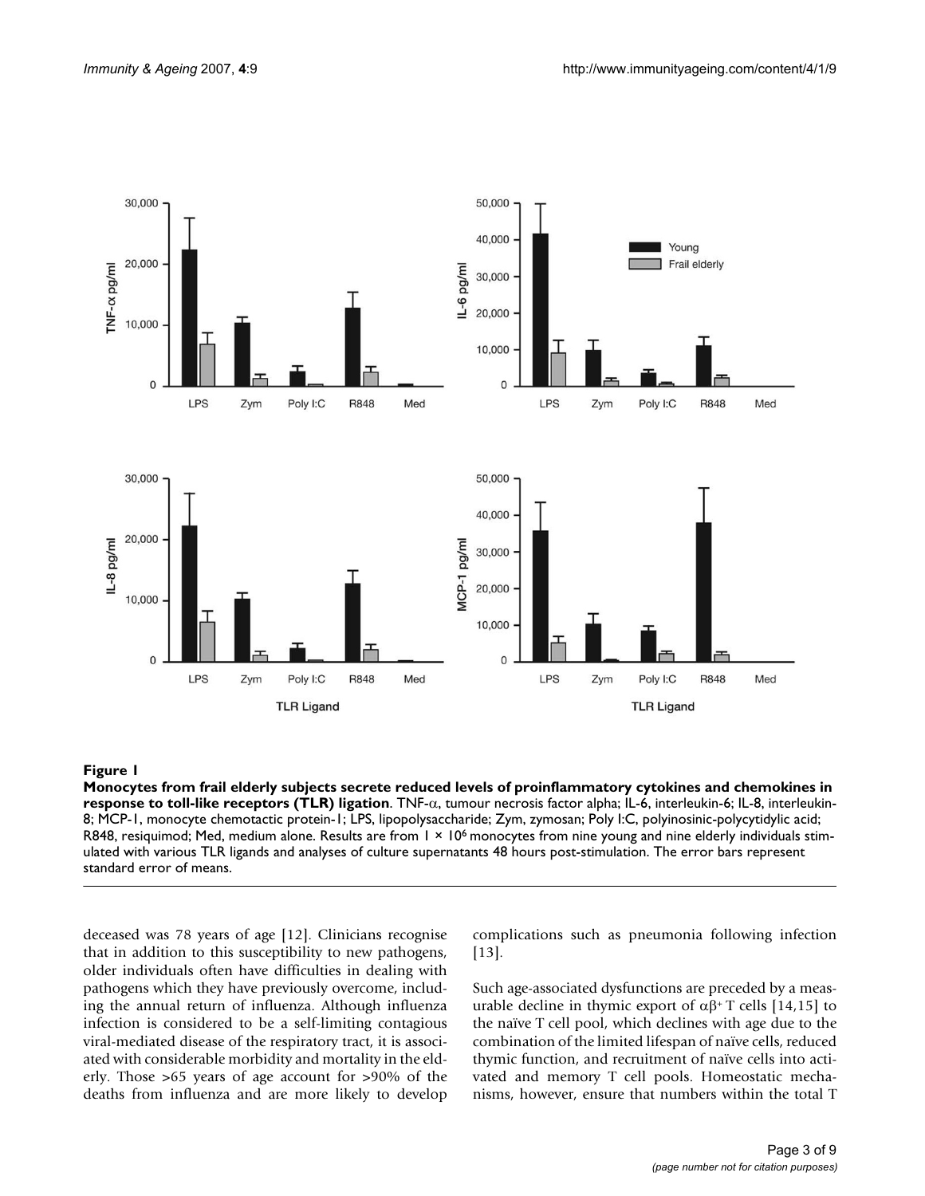**Figure 1**

**Monocytes from frail elderly subjects secrete reduced levels of proinflammatory cytokines and chemokines in response to toll-like receptors (TLR) ligation**. TNF-α, tumour necrosis factor alpha; IL-6, interleukin-6; IL-8, interleukin-8; MCP-1, monocyte chemotactic protein-1; LPS, lipopolysaccharide; Zym, zymosan; Poly I:C, polyinosinic-polycytidylic acid; R848, resiquimod; Med, medium alone. Results are from 1 × $10^6$ monocytes from nine young and nine elderly individuals stimulated with various TLR ligands and analyses of culture supernatants 48 hours post-stimulation. The error bars represent standard error of means.

deceased was 78 years of age [12]. Clinicians recognise that in addition to this susceptibility to new pathogens, older individuals often have difficulties in dealing with pathogens which they have previously overcome, including the annual return of influenza. Although influenza infection is considered to be a self-limiting contagious viral-mediated disease of the respiratory tract, it is associated with considerable morbidity and mortality in the elderly. Those >65 years of age account for >90% of the deaths from influenza and are more likely to develop complications such as pneumonia following infection [13].

Such age-associated dysfunctions are preceded by a measurable decline in thymic export of $\alpha\beta^+$ T cells [14,15] to the naïve T cell pool, which declines with age due to the combination of the limited lifespan of naïve cells, reduced thymic function, and recruitment of naïve cells into activated and memory T cell pools. Homeostatic mechanisms, however, ensure that numbers within the total T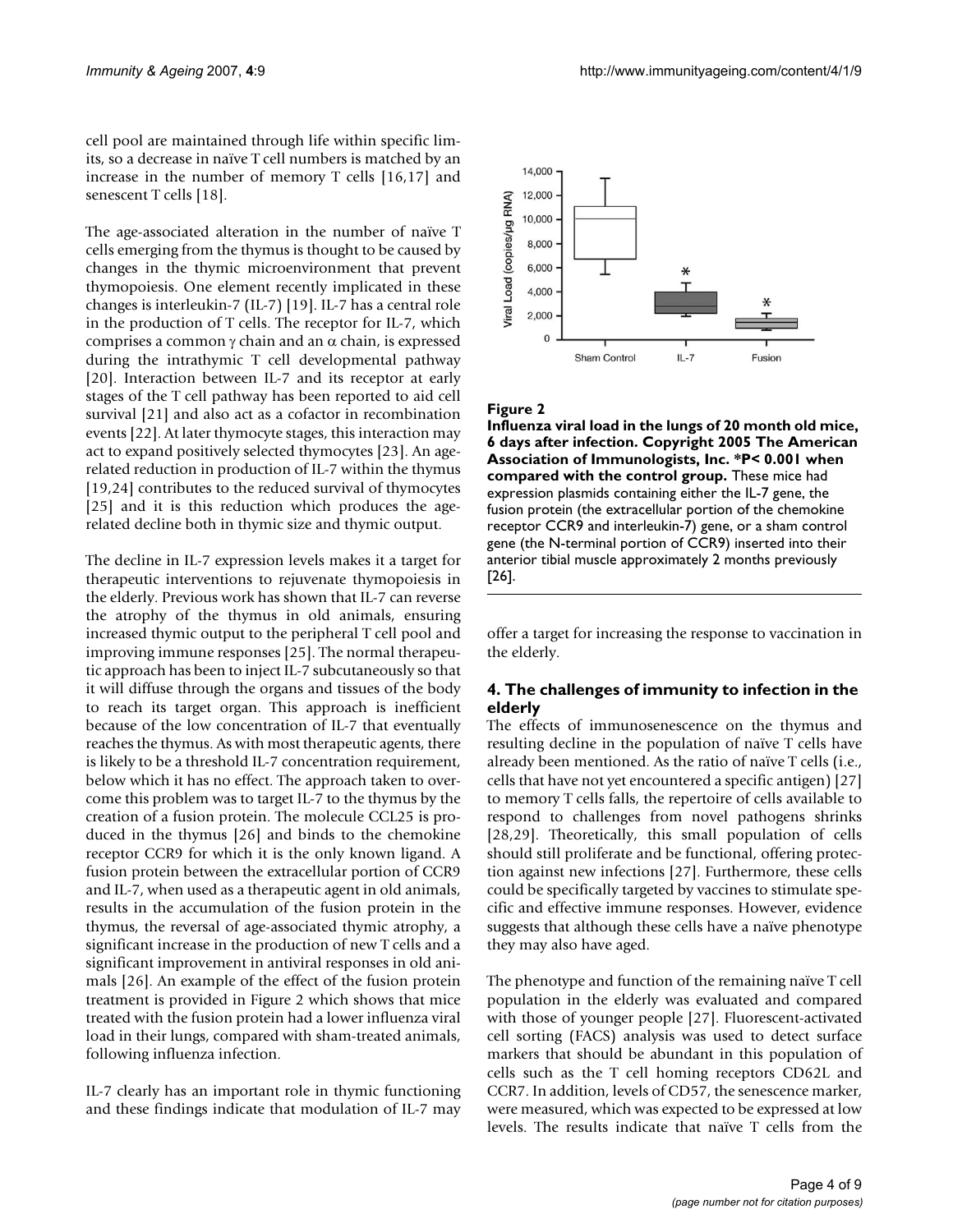cell pool are maintained through life within specific limits, so a decrease in naïve T cell numbers is matched by an increase in the number of memory T cells [16,17] and senescent T cells [18].

The age-associated alteration in the number of naïve T cells emerging from the thymus is thought to be caused by changes in the thymic microenvironment that prevent thymopoiesis. One element recently implicated in these changes is interleukin-7 (IL-7) [19]. IL-7 has a central role in the production of T cells. The receptor for IL-7, which comprises a common $\gamma$ chain and an $\alpha$ chain, is expressed during the intrathymic T cell developmental pathway [20]. Interaction between IL-7 and its receptor at early stages of the T cell pathway has been reported to aid cell survival [21] and also act as a cofactor in recombination events [22]. At later thymocyte stages, this interaction may act to expand positively selected thymocytes [23]. An age-related reduction in production of IL-7 within the thymus [19,24] contributes to the reduced survival of thymocytes [25] and it is this reduction which produces the age-related decline both in thymic size and thymic output.

The decline in IL-7 expression levels makes it a target for therapeutic interventions to rejuvenate thymopoiesis in the elderly. Previous work has shown that IL-7 can reverse the atrophy of the thymus in old animals, ensuring increased thymic output to the peripheral T cell pool and improving immune responses [25]. The normal therapeutic approach has been to inject IL-7 subcutaneously so that it will diffuse through the organs and tissues of the body to reach its target organ. This approach is inefficient because of the low concentration of IL-7 that eventually reaches the thymus. As with most therapeutic agents, there is likely to be a threshold IL-7 concentration requirement, below which it has no effect. The approach taken to overcome this problem was to target IL-7 to the thymus by the creation of a fusion protein. The molecule CCL25 is produced in the thymus [26] and binds to the chemokine receptor CCR9 for which it is the only known ligand. A fusion protein between the extracellular portion of CCR9 and IL-7, when used as a therapeutic agent in old animals, results in the accumulation of the fusion protein in the thymus, the reversal of age-associated thymic atrophy, a significant increase in the production of new T cells and a significant improvement in antiviral responses in old animals [26]. An example of the effect of the fusion protein treatment is provided in Figure 2 which shows that mice treated with the fusion protein had a lower influenza viral load in their lungs, compared with sham-treated animals, following influenza infection.

IL-7 clearly has an important role in thymic functioning and these findings indicate that modulation of IL-7 may offer a target for increasing the response to vaccination in the elderly.

**Figure 2**

**Influenza viral load in the lungs of 20 month old mice, 6 days after infection. Copyright 2005 The American Association of Immunologists, Inc. *P< 0.001 when compared with the control group.** These mice had expression plasmids containing either the IL-7 gene, the fusion protein (the extracellular portion of the chemokine receptor CCR9 and interleukin-7) gene, or a sham control gene (the N-terminal portion of CCR9) inserted into their anterior tibial muscle approximately 2 months previously [26].

## 4. The challenges of immunity to infection in the elderly

The effects of immunosenescence on the thymus and resulting decline in the population of naïve T cells have already been mentioned. As the ratio of naïve T cells (i.e., cells that have not yet encountered a specific antigen) [27] to memory T cells falls, the repertoire of cells available to respond to challenges from novel pathogens shrinks [28,29]. Theoretically, this small population of cells should still proliferate and be functional, offering protection against new infections [27]. Furthermore, these cells could be specifically targeted by vaccines to stimulate specific and effective immune responses. However, evidence suggests that although these cells have a naïve phenotype they may also have aged.

The phenotype and function of the remaining naïve T cell population in the elderly was evaluated and compared with those of younger people [27]. Fluorescent-activated cell sorting (FACS) analysis was used to detect surface markers that should be abundant in this population of cells such as the T cell homing receptors CD62L and CCR7. In addition, levels of CD57, the senescence marker, were measured, which was expected to be expressed at low levels. The results indicate that naïve T cells from the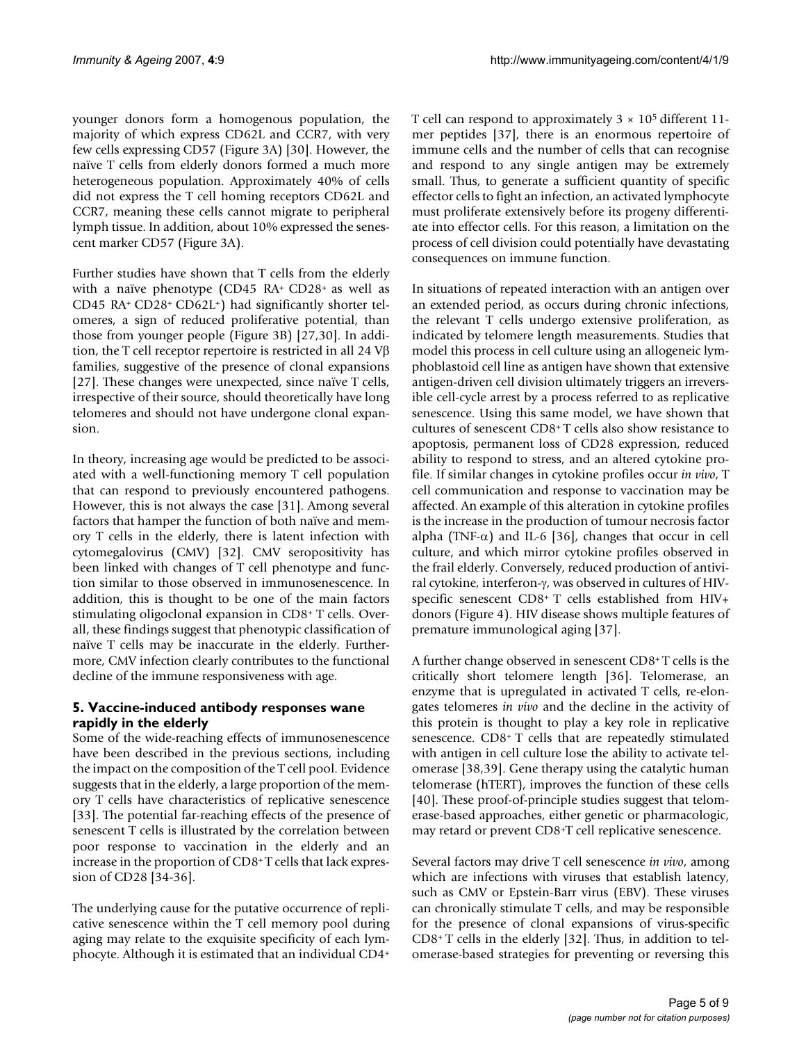younger donors form a homogenous population, the majority of which express CD62L and CCR7, with very few cells expressing CD57 (Figure 3A) [30]. However, the naïve T cells from elderly donors formed a much more heterogeneous population. Approximately 40% of cells did not express the T cell homing receptors CD62L and CCR7, meaning these cells cannot migrate to peripheral lymph tissue. In addition, about 10% expressed the senescent marker CD57 (Figure 3A).

Further studies have shown that T cells from the elderly with a naïve phenotype (CD45 RA+ CD28+ as well as CD45 RA+ CD28+ CD62L+) had significantly shorter telomeres, a sign of reduced proliferative potential, than those from younger people (Figure 3B) [27,30]. In addition, the T cell receptor repertoire is restricted in all 24 Vβ families, suggestive of the presence of clonal expansions [27]. These changes were unexpected, since naïve T cells, irrespective of their source, should theoretically have long telomeres and should not have undergone clonal expansion.

In theory, increasing age would be predicted to be associated with a well-functioning memory T cell population that can respond to previously encountered pathogens. However, this is not always the case [31]. Among several factors that hamper the function of both naïve and memory T cells in the elderly, there is latent infection with cytomegalovirus (CMV) [32]. CMV seropositivity has been linked with changes of T cell phenotype and function similar to those observed in immunosenescence. In addition, this is thought to be one of the main factors stimulating oligoclonal expansion in CD8+ T cells. Overall, these findings suggest that phenotypic classification of naïve T cells may be inaccurate in the elderly. Furthermore, CMV infection clearly contributes to the functional decline of the immune responsiveness with age.

## 5. Vaccine-induced antibody responses wane rapidly in the elderly

Some of the wide-reaching effects of immunosenescence have been described in the previous sections, including the impact on the composition of the T cell pool. Evidence suggests that in the elderly, a large proportion of the memory T cells have characteristics of replicative senescence [33]. The potential far-reaching effects of the presence of senescent T cells is illustrated by the correlation between poor response to vaccination in the elderly and an increase in the proportion of CD8+ T cells that lack expression of CD28 [34-36].

The underlying cause for the putative occurrence of replicative senescence within the T cell memory pool during aging may relate to the exquisite specificity of each lymphocyte. Although it is estimated that an individual CD4+ T cell can respond to approximately $3 \times 10^5$ different 11-mer peptides [37], there is an enormous repertoire of immune cells and the number of cells that can recognise and respond to any single antigen may be extremely small. Thus, to generate a sufficient quantity of specific effector cells to fight an infection, an activated lymphocyte must proliferate extensively before its progeny differentiate into effector cells. For this reason, a limitation on the process of cell division could potentially have devastating consequences on immune function.

In situations of repeated interaction with an antigen over an extended period, as occurs during chronic infections, the relevant T cells undergo extensive proliferation, as indicated by telomere length measurements. Studies that model this process in cell culture using an allogeneic lymphoblastoid cell line as antigen have shown that extensive antigen-driven cell division ultimately triggers an irreversible cell-cycle arrest by a process referred to as replicative senescence. Using this same model, we have shown that cultures of senescent CD8+ T cells also show resistance to apoptosis, permanent loss of CD28 expression, reduced ability to respond to stress, and an altered cytokine profile. If similar changes in cytokine profiles occur *in vivo*, T cell communication and response to vaccination may be affected. An example of this alteration in cytokine profiles is the increase in the production of tumour necrosis factor alpha (TNF-α) and IL-6 [36], changes that occur in cell culture, and which mirror cytokine profiles observed in the frail elderly. Conversely, reduced production of antiviral cytokine, interferon-γ, was observed in cultures of HIV-specific senescent CD8+ T cells established from HIV+ donors (Figure 4). HIV disease shows multiple features of premature immunological aging [37].

A further change observed in senescent CD8+ T cells is the critically short telomere length [36]. Telomerase, an enzyme that is upregulated in activated T cells, re-elongates telomeres *in vivo* and the decline in the activity of this protein is thought to play a key role in replicative senescence. CD8+ T cells that are repeatedly stimulated with antigen in cell culture lose the ability to activate telomerase [38,39]. Gene therapy using the catalytic human telomerase (hTERT), improves the function of these cells [40]. These proof-of-principle studies suggest that telomerase-based approaches, either genetic or pharmacologic, may retard or prevent CD8+T cell replicative senescence.

Several factors may drive T cell senescence *in vivo*, among which are infections with viruses that establish latency, such as CMV or Epstein-Barr virus (EBV). These viruses can chronically stimulate T cells, and may be responsible for the presence of clonal expansions of virus-specific CD8+ T cells in the elderly [32]. Thus, in addition to telomerase-based strategies for preventing or reversing this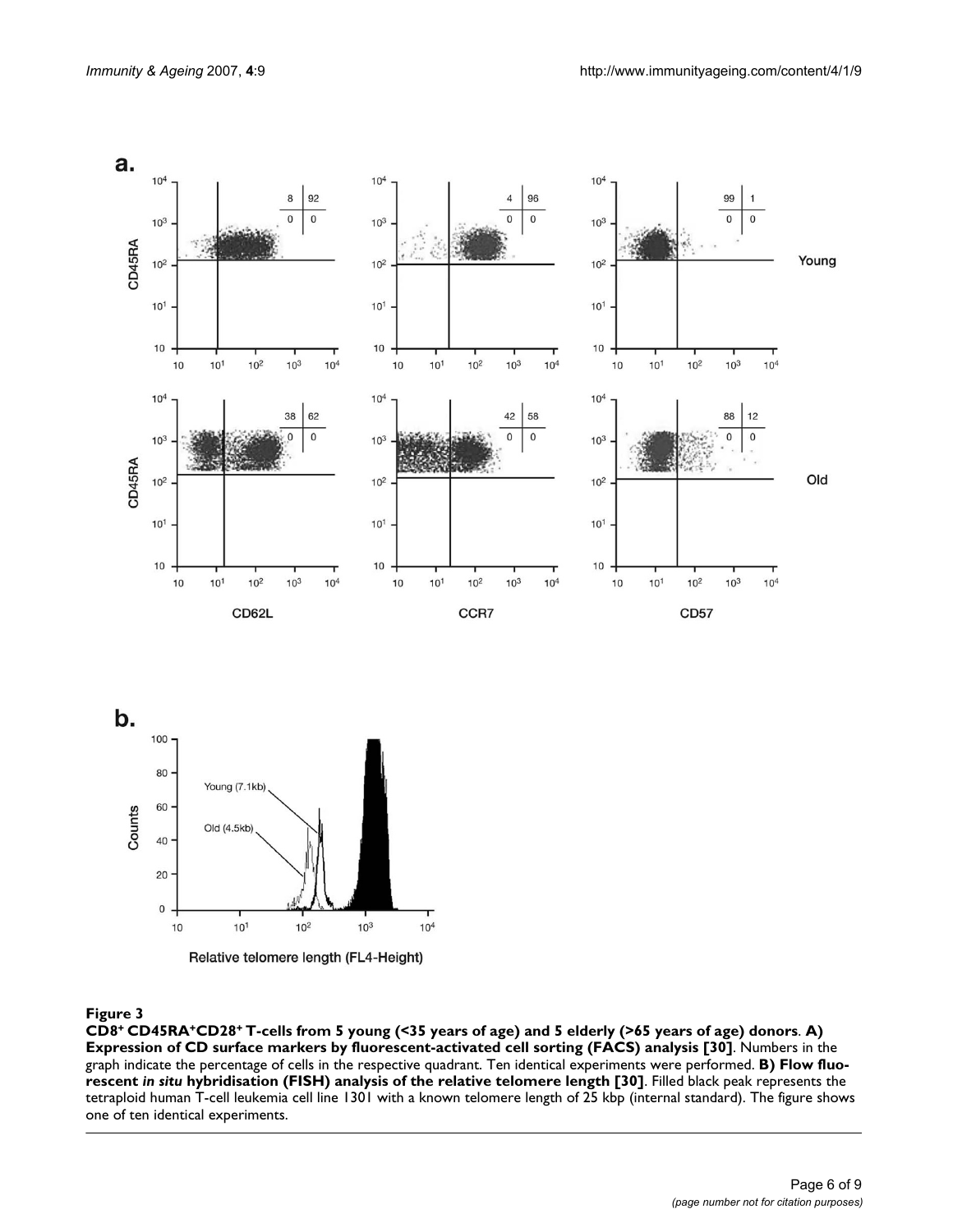**Figure 3**

**CD8[+] CD45RA[+]CD28[+] T-cells from 5 young (<35 years of age) and 5 elderly (>65 years of age) donors**. **A) Expression of CD surface markers by fluorescent-activated cell sorting (FACS) analysis [30]**. Numbers in the graph indicate the percentage of cells in the respective quadrant. Ten identical experiments were performed. **B) Flow fluorescent *in situ* hybridisation (FISH) analysis of the relative telomere length [30]**. Filled black peak represents the tetraploid human T-cell leukemia cell line 1301 with a known telomere length of 25 kbp (internal standard). The figure shows one of ten identical experiments.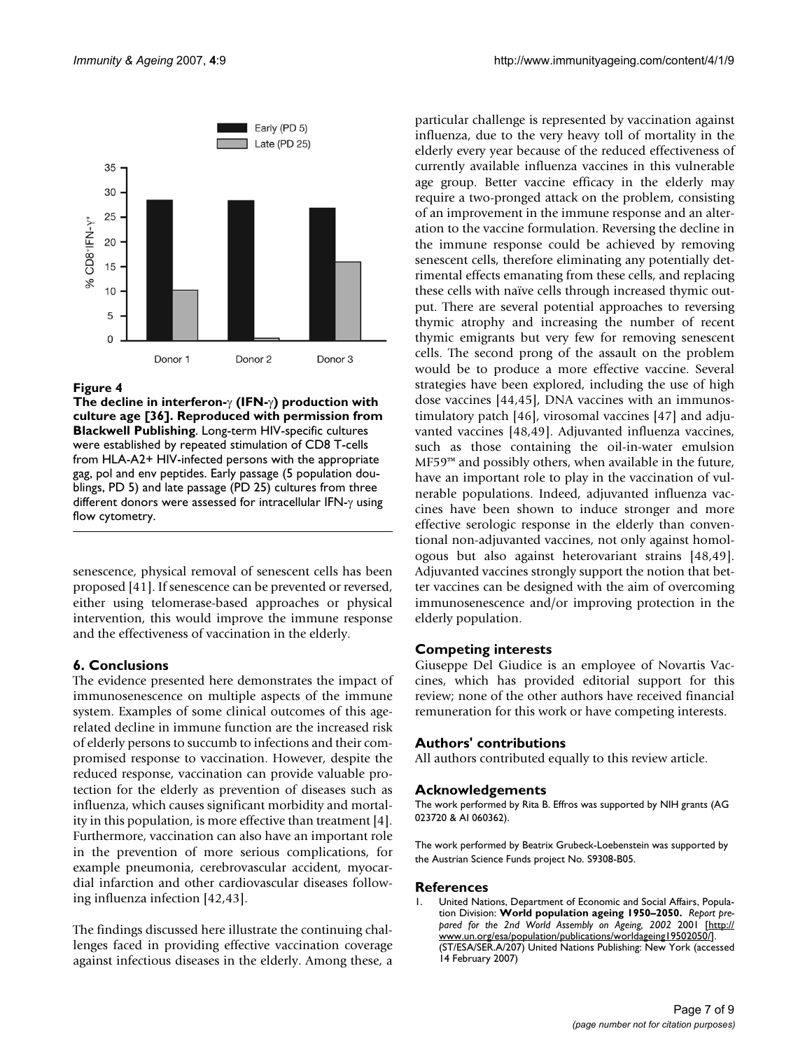**Figure 4**

**The decline in interferon-γ (IFN-γ) production with culture age [36]. Reproduced with permission from Blackwell Publishing**. Long-term HIV-specific cultures were established by repeated stimulation of CD8 T-cells from HLA-A2+ HIV-infected persons with the appropriate gag, pol and env peptides. Early passage (5 population doublings, PD 5) and late passage (PD 25) cultures from three different donors were assessed for intracellular IFN-γ using flow cytometry.

senescence, physical removal of senescent cells has been proposed [41]. If senescence can be prevented or reversed, either using telomerase-based approaches or physical intervention, this would improve the immune response and the effectiveness of vaccination in the elderly.

## 6. Conclusions

The evidence presented here demonstrates the impact of immunosenescence on multiple aspects of the immune system. Examples of some clinical outcomes of this age-related decline in immune function are the increased risk of elderly persons to succumb to infections and their compromised response to vaccination. However, despite the reduced response, vaccination can provide valuable protection for the elderly as prevention of diseases such as influenza, which causes significant morbidity and mortality in this population, is more effective than treatment [4]. Furthermore, vaccination can also have an important role in the prevention of more serious complications, for example pneumonia, cerebrovascular accident, myocardial infarction and other cardiovascular diseases following influenza infection [42,43].

The findings discussed here illustrate the continuing challenges faced in providing effective vaccination coverage against infectious diseases in the elderly. Among these, a particular challenge is represented by vaccination against influenza, due to the very heavy toll of mortality in the elderly every year because of the reduced effectiveness of currently available influenza vaccines in this vulnerable age group. Better vaccine efficacy in the elderly may require a two-pronged attack on the problem, consisting of an improvement in the immune response and an alteration to the vaccine formulation. Reversing the decline in the immune response could be achieved by removing senescent cells, therefore eliminating any potentially detrimental effects emanating from these cells, and replacing these cells with naïve cells through increased thymic output. There are several potential approaches to reversing thymic atrophy and increasing the number of recent thymic emigrants but very few for removing senescent cells. The second prong of the assault on the problem would be to produce a more effective vaccine. Several strategies have been explored, including the use of high dose vaccines [44,45], DNA vaccines with an immunostimulatory patch [46], virosomal vaccines [47] and adjuvanted vaccines [48,49]. Adjuvanted influenza vaccines, such as those containing the oil-in-water emulsion MF59™ and possibly others, when available in the future, have an important role to play in the vaccination of vulnerable populations. Indeed, adjuvanted influenza vaccines have been shown to induce stronger and more effective serologic response in the elderly than conventional non-adjuvanted vaccines, not only against homologous but also against heterovariant strains [48,49]. Adjuvanted vaccines strongly support the notion that better vaccines can be designed with the aim of overcoming immunosenescence and/or improving protection in the elderly population.

## Competing interests

Giuseppe Del Giudice is an employee of Novartis Vaccines, which has provided editorial support for this review; none of the other authors have received financial remuneration for this work or have competing interests.

## Authors' contributions

All authors contributed equally to this review article.

## Acknowledgements

The work performed by Rita B. Effros was supported by NIH grants (AG 023720 & AI 060362).

The work performed by Beatrix Grubeck-Loebenstein was supported by the Austrian Science Funds project No. S9308-B05.

## References

1. United Nations, Department of Economic and Social Affairs, Population Division: **World population ageing 1950–2050.** *Report prepared for the 2nd World Assembly on Ageing, 2002* 2001 [http://www.un.org/esa/population/publications/worldageing19502050/]. (ST/ESA/SER.A/207) United Nations Publishing: New York (accessed 14 February 2007)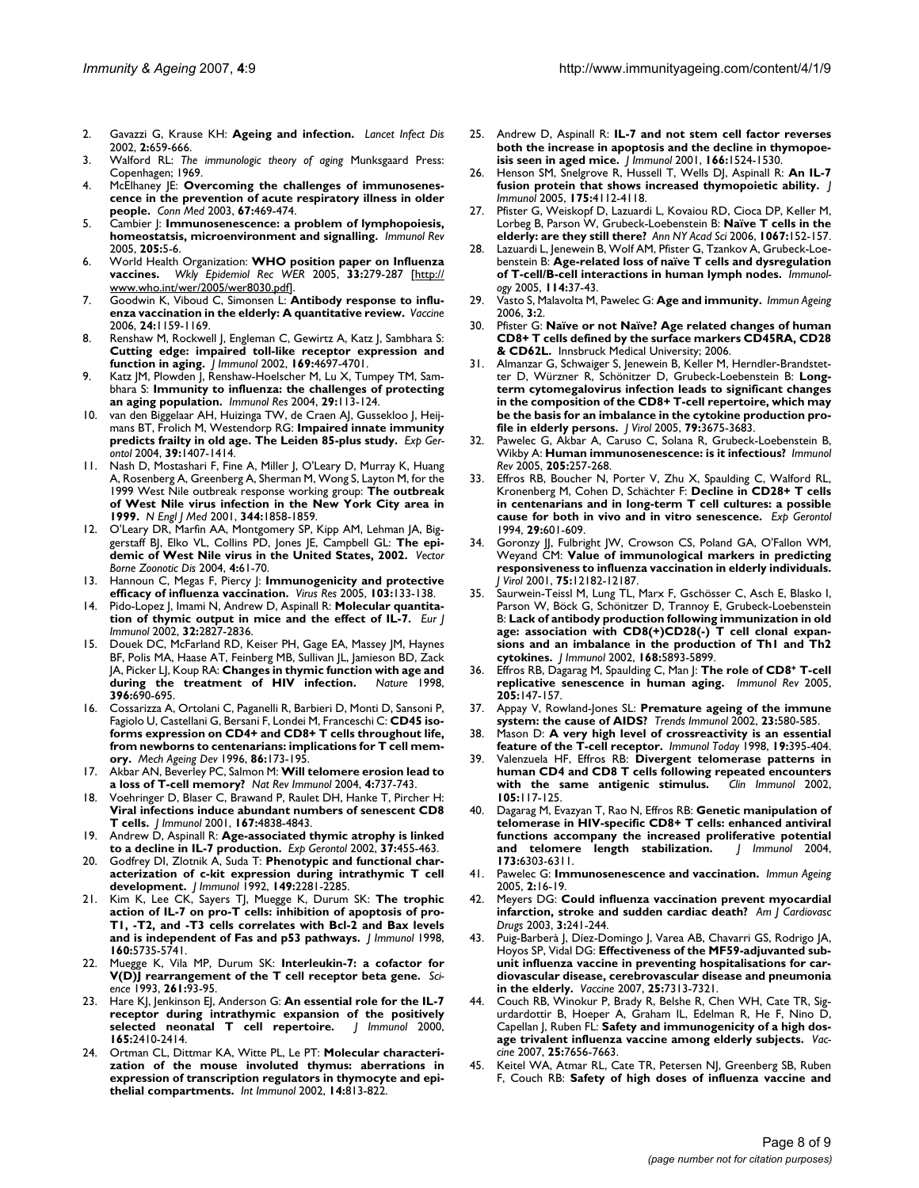2. Gavazzi G, Krause KH: **Ageing and infection.** *Lancet Infect Dis* 2002, **2:**659-666.
3. Walford RL: *The immunologic theory of aging* Munksgaard Press: Copenhagen; 1969.
4. McElhaney JE: **Overcoming the challenges of immunosenescence in the prevention of acute respiratory illness in older people.** *Conn Med* 2003, **67:**469-474.
5. Cambier J: **Immunosenescence: a problem of lymphopoiesis, homeostatsis, microenvironment and signalling.** *Immunol Rev* 2005, **205:**5-6.
6. World Health Organization: **WHO position paper on Influenza vaccines.** *Wkly Epidemiol Rec WER* 2005, **33:**279-287 [http://www.who.int/wer/2005/wer8030.pdf].
7. Goodwin K, Viboud C, Simonsen L: **Antibody response to influenza vaccination in the elderly: A quantitative review.** *Vaccine* 2006, **24:**1159-1169.
8. Renshaw M, Rockwell J, Engleman C, Gewirtz A, Katz J, Sambhara S: **Cutting edge: impaired toll-like receptor expression and function in aging.** *J Immunol* 2002, **169:**4697-4701.
9. Katz JM, Plowden J, Renshaw-Hoelscher M, Lu X, Tumpey TM, Sambhara S: **Immunity to influenza: the challenges of protecting an aging population.** *Immunol Res* 2004, **29:**113-124.
10. van den Biggelaar AH, Huizinga TW, de Craen AJ, Gussekloo J, Heijmans BT, Frolich M, Westendorp RG: **Impaired innate immunity predicts frailty in old age. The Leiden 85-plus study.** *Exp Gerontol* 2004, **39:**1407-1414.
11. Nash D, Mostashari F, Fine A, Miller J, O'Leary D, Murray K, Huang A, Rosenberg A, Greenberg A, Sherman M, Wong S, Layton M, for the 1999 West Nile outbreak response working group: **The outbreak of West Nile virus infection in the New York City area in 1999.** *N Engl J Med* 2001, **344:**1858-1859.
12. O'Leary DR, Marfin AA, Montgomery SP, Kipp AM, Lehman JA, Biggerstaff BJ, Elko VL, Collins PD, Jones JE, Campbell GL: **The epidemic of West Nile virus in the United States, 2002.** *Vector Borne Zoonotic Dis* 2004, **4:**61-70.
13. Hannoun C, Megas F, Piercy J: **Immunogenicity and protective efficacy of influenza vaccination.** *Virus Res* 2005, **103:**133-138.
14. Pido-Lopez J, Imami N, Andrew D, Aspinall R: **Molecular quantitation of thymic output in mice and the effect of IL-7.** *Eur J Immunol* 2002, **32:**2827-2836.
15. Douek DC, McFarland RD, Keiser PH, Gage EA, Massey JM, Haynes BF, Polis MA, Haase AT, Feinberg MB, Sullivan JL, Jamieson BD, Zack JA, Picker LJ, Koup RA: **Changes in thymic function with age and during the treatment of HIV infection.** *Nature* 1998, **396:**690-695.
16. Cossarizza A, Ortolani C, Paganelli R, Barbieri D, Monti D, Sansoni P, Fagiolo U, Castellani G, Bersani F, Londei M, Franceschi C: **CD45 isoforms expression on CD4+ and CD8+ T cells throughout life, from newborns to centenarians: implications for T cell memory.** *Mech Ageing Dev* 1996, **86:**173-195.
17. Akbar AN, Beverley PC, Salmon M: **Will telomere erosion lead to a loss of T-cell memory?** *Nat Rev Immunol* 2004, **4:**737-743.
18. Voehringer D, Blaser C, Brawand P, Raulet DH, Hanke T, Pircher H: **Viral infections induce abundant numbers of senescent CD8 T cells.** *J Immunol* 2001, **167:**4838-4843.
19. Andrew D, Aspinall R: **Age-associated thymic atrophy is linked to a decline in IL-7 production.** *Exp Gerontol* 2002, **37:**455-463.
20. Godfrey DI, Zlotnik A, Suda T: **Phenotypic and functional characterization of c-kit expression during intrathymic T cell development.** *J Immunol* 1992, **149:**2281-2285.
21. Kim K, Lee CK, Sayers TJ, Muegge K, Durum SK: **The trophic action of IL-7 on pro-T cells: inhibition of apoptosis of pro-T1, -T2, and -T3 cells correlates with Bcl-2 and Bax levels and is independent of Fas and p53 pathways.** *J Immunol* 1998, **160:**5735-5741.
22. Muegge K, Vila MP, Durum SK: **Interleukin-7: a cofactor for V(D)J rearrangement of the T cell receptor beta gene.** *Science* 1993, **261:**93-95.
23. Hare KJ, Jenkinson EJ, Anderson G: **An essential role for the IL-7 receptor during intrathymic expansion of the positively selected neonatal T cell repertoire.** *J Immunol* 2000, **165:**2410-2414.
24. Ortman CL, Dittmar KA, Witte PL, Le PT: **Molecular characterization of the mouse involuted thymus: aberrations in expression of transcription regulators in thymocyte and epithelial compartments.** *Int Immunol* 2002, **14:**813-822.
25. Andrew D, Aspinall R: **IL-7 and not stem cell factor reverses both the increase in apoptosis and the decline in thymopoeisis seen in aged mice.** *J Immunol* 2001, **166:**1524-1530.
26. Henson SM, Snelgrove R, Hussell T, Wells DJ, Aspinall R: **An IL-7 fusion protein that shows increased thymopoietic ability.** *J Immunol* 2005, **175:**4112-4118.
27. Pfister G, Weiskopf D, Lazuardi L, Kovaiou RD, Cioca DP, Keller M, Lorbeg B, Parson W, Grubeck-Loebenstein B: **Naïve T cells in the elderly: are they still there?** *Ann NY Acad Sci* 2006, **1067:**152-157.
28. Lazuardi L, Jenewein B, Wolf AM, Pfister G, Tzankov A, Grubeck-Loebenstein B: **Age-related loss of naïve T cells and dysregulation of T-cell/B-cell interactions in human lymph nodes.** *Immunology* 2005, **114:**37-43.
29. Vasto S, Malavolta M, Pawelec G: **Age and immunity.** *Immun Ageing* 2006, **3:**2.
30. Pfister G: **Naïve or not Naïve? Age related changes of human CD8+ T cells defined by the surface markers CD45RA, CD28 & CD62L.** Innsbruck Medical University; 2006.
31. Almanzar G, Schwaiger S, Jenewein B, Keller M, Herndler-Brandstetter D, Würzner R, Schönitzer D, Grubeck-Loebenstein B: **Long-term cytomegalovirus infection leads to significant changes in the composition of the CD8+ T-cell repertoire, which may be the basis for an imbalance in the cytokine production profile in elderly persons.** *J Virol* 2005, **79:**3675-3683.
32. Pawelec G, Akbar A, Caruso C, Solana R, Grubeck-Loebenstein B, Wikby A: **Human immunosenescence: is it infectious?** *Immunol Rev* 2005, **205:**257-268.
33. Effros RB, Boucher N, Porter V, Zhu X, Spaulding C, Walford RL, Kronenberg M, Cohen D, Schächter F: **Decline in CD28+ T cells in centenarians and in long-term T cell cultures: a possible cause for both in vivo and in vitro senescence.** *Exp Gerontol* 1994, **29:**601-609.
34. Goronzy JJ, Fulbright JW, Crowson CS, Poland GA, O'Fallon WM, Weyand CM: **Value of immunological markers in predicting responsiveness to influenza vaccination in elderly individuals.** *J Virol* 2001, **75:**12182-12187.
35. Saurwein-Teissl M, Lung TL, Marx F, Gschösser C, Asch E, Blasko I, Parson W, Böck G, Schönitzer D, Trannoy E, Grubeck-Loebenstein B: **Lack of antibody production following immunization in old age: association with CD8(+)CD28(-) T cell clonal expansions and an imbalance in the production of Th1 and Th2 cytokines.** *J Immunol* 2002, **168:**5893-5899.
36. Effros RB, Dagarag M, Spaulding C, Man J: **The role of CD8+ T-cell replicative senescence in human aging.** *Immunol Rev* 2005, **205:**147-157.
37. Appay V, Rowland-Jones SL: **Premature ageing of the immune system: the cause of AIDS?** *Trends Immunol* 2002, **23:**580-585.
38. Mason D: **A very high level of crossreactivity is an essential feature of the T-cell receptor.** *Immunol Today* 1998, **19:**395-404.
39. Valenzuela HF, Effros RB: **Divergent telomerase patterns in human CD4 and CD8 T cells following repeated encounters with the same antigenic stimulus.** *Clin Immunol* 2002, **105:**117-125.
40. Dagarag M, Evazyan T, Rao N, Effros RB: **Genetic manipulation of telomerase in HIV-specific CD8+ T cells: enhanced antiviral functions accompany the increased proliferative potential and telomere length stabilization.** *J Immunol* 2004, **173:**6303-6311.
41. Pawelec G: **Immunosenescence and vaccination.** *Immun Ageing* 2005, **2:**16-19.
42. Meyers DG: **Could influenza vaccination prevent myocardial infarction, stroke and sudden cardiac death?** *Am J Cardiovasc Drugs* 2003, **3:**241-244.
43. Puig-Barberà J, Díez-Domingo J, Varea AB, Chavarri GS, Rodrigo JA, Hoyos SP, Vidal DG: **Effectiveness of the MF59-adjuvanted subunit influenza vaccine in preventing hospitalisations for cardiovascular disease, cerebrovascular disease and pneumonia in the elderly.** *Vaccine* 2007, **25:**7313-7321.
44. Couch RB, Winokur P, Brady R, Belshe R, Chen WH, Cate TR, Sigurdardottir B, Hoeper A, Graham IL, Edelman R, He F, Nino D, Capellan J, Ruben FL: **Safety and immunogenicity of a high dosage trivalent influenza vaccine among elderly subjects.** *Vaccine* 2007, **25:**7656-7663.
45. Keitel WA, Atmar RL, Cate TR, Petersen NJ, Greenberg SB, Ruben F, Couch RB: **Safety of high doses of influenza vaccine and**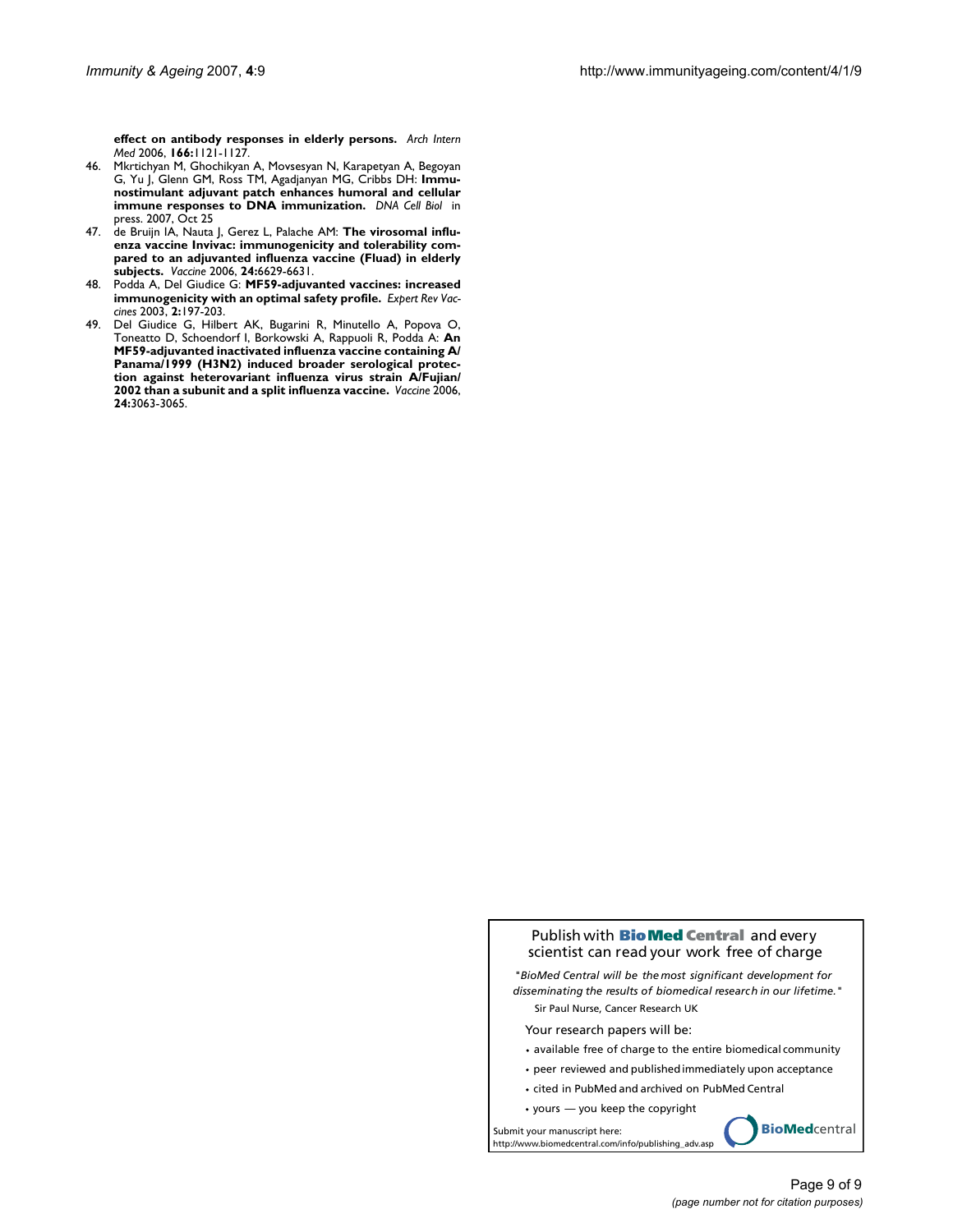effect on antibody responses in elderly persons. *Arch Intern Med* 2006, **166:**1121-1127.

46. Mkrtichyan M, Ghochikyan A, Movsesyan N, Karapetyan A, Begoyan G, Yu J, Glenn GM, Ross TM, Agadjanyan MG, Cribbs DH: **Immunostimulant adjuvant patch enhances humoral and cellular immune responses to DNA immunization.** *DNA Cell Biol* in press. 2007, Oct 25
47. de Bruijn IA, Nauta J, Gerez L, Palache AM: **The virosomal influenza vaccine Invivac: immunogenicity and tolerability compared to an adjuvanted influenza vaccine (Fluad) in elderly subjects.** *Vaccine* 2006, **24:**6629-6631.
48. Podda A, Del Giudice G: **MF59-adjuvanted vaccines: increased immunogenicity with an optimal safety profile.** *Expert Rev Vaccines* 2003, **2:**197-203.
49. Del Giudice G, Hilbert AK, Bugarini R, Minutello A, Popova O, Toneatto D, Schoendorf I, Borkowski A, Rappuoli R, Podda A: **An MF59-adjuvanted inactivated influenza vaccine containing A/Panama/1999 (H3N2) induced broader serological protection against heterovariant influenza virus strain A/Fujian/2002 than a subunit and a split influenza vaccine.** *Vaccine* 2006, **24:**3063-3065.

Publish with **BioMed Central** and every scientist can read your work free of charge

*"BioMed Central will be the most significant development for disseminating the results of biomedical research in our lifetime."*

Sir Paul Nurse, Cancer Research UK

Your research papers will be:

- available free of charge to the entire biomedical community
- peer reviewed and published immediately upon acceptance
- cited in PubMed and archived on PubMed Central
- yours — you keep the copyright

Submit your manuscript here:
http://www.biomedcentral.com/info/publishing_adv.asp

**BioMed**central